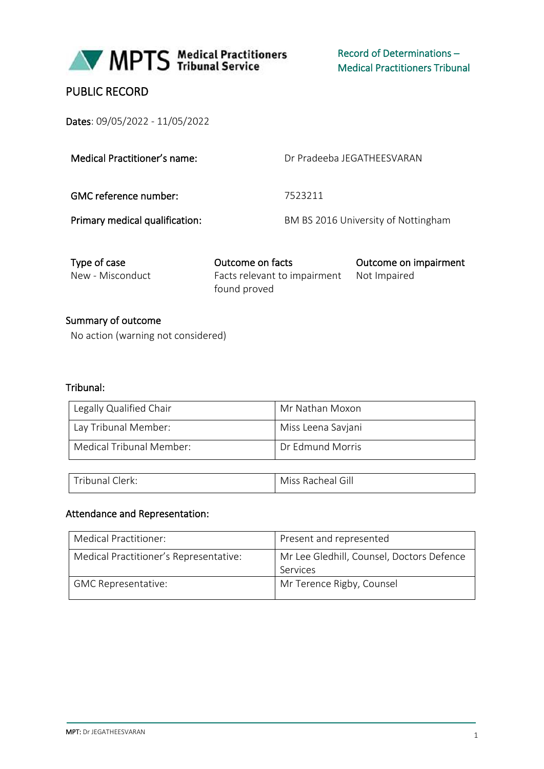MPTS Medical Practitioners Tribunal Service

Record of Determinations – Medical Practitioners Tribunal

# PUBLIC RECORD

**Dates**: 09/05/2022 - 11/05/2022

| | |
|---|---|
| **Medical Practitioner's name:** | Dr Pradeeba JEGATHEESVARAN |
| **GMC reference number:** | 7523211 |
| **Primary medical qualification:** | BM BS 2016 University of Nottingham |

| Type of case | Outcome on facts | Outcome on impairment |
|---|---|---|
| New - Misconduct | Facts relevant to impairment found proved | Not Impaired |

## Summary of outcome

No action (warning not considered)

## Tribunal:

| | |
|---|---|
| Legally Qualified Chair | Mr Nathan Moxon |
| Lay Tribunal Member: | Miss Leena Savjani |
| Medical Tribunal Member: | Dr Edmund Morris |

| | |
|---|---|
| Tribunal Clerk: | Miss Racheal Gill |

## Attendance and Representation:

| | |
|---|---|
| Medical Practitioner: | Present and represented |
| Medical Practitioner's Representative: | Mr Lee Gledhill, Counsel, Doctors Defence Services |
| GMC Representative: | Mr Terence Rigby, Counsel |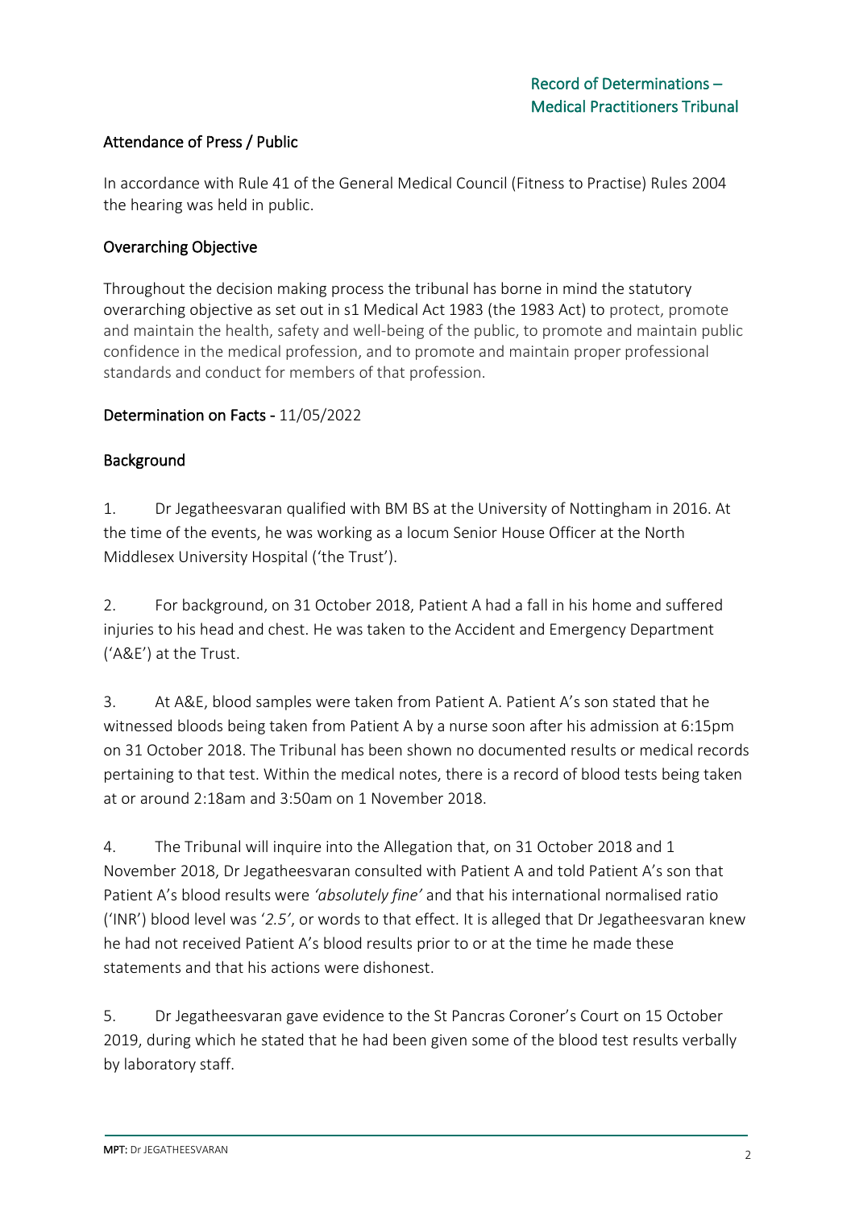## Attendance of Press / Public

In accordance with Rule 41 of the General Medical Council (Fitness to Practise) Rules 2004 the hearing was held in public.

## Overarching Objective

Throughout the decision making process the tribunal has borne in mind the statutory overarching objective as set out in s1 Medical Act 1983 (the 1983 Act) to protect, promote and maintain the health, safety and well-being of the public, to promote and maintain public confidence in the medical profession, and to promote and maintain proper professional standards and conduct for members of that profession.

## Determination on Facts - 11/05/2022

## Background

1. Dr Jegatheesvaran qualified with BM BS at the University of Nottingham in 2016. At the time of the events, he was working as a locum Senior House Officer at the North Middlesex University Hospital ('the Trust').

2. For background, on 31 October 2018, Patient A had a fall in his home and suffered injuries to his head and chest. He was taken to the Accident and Emergency Department ('A&E') at the Trust.

3. At A&E, blood samples were taken from Patient A. Patient A's son stated that he witnessed bloods being taken from Patient A by a nurse soon after his admission at 6:15pm on 31 October 2018. The Tribunal has been shown no documented results or medical records pertaining to that test. Within the medical notes, there is a record of blood tests being taken at or around 2:18am and 3:50am on 1 November 2018.

4. The Tribunal will inquire into the Allegation that, on 31 October 2018 and 1 November 2018, Dr Jegatheesvaran consulted with Patient A and told Patient A's son that Patient A's blood results were *'absolutely fine'* and that his international normalised ratio ('INR') blood level was '*2.5'*, or words to that effect. It is alleged that Dr Jegatheesvaran knew he had not received Patient A's blood results prior to or at the time he made these statements and that his actions were dishonest.

5. Dr Jegatheesvaran gave evidence to the St Pancras Coroner's Court on 15 October 2019, during which he stated that he had been given some of the blood test results verbally by laboratory staff.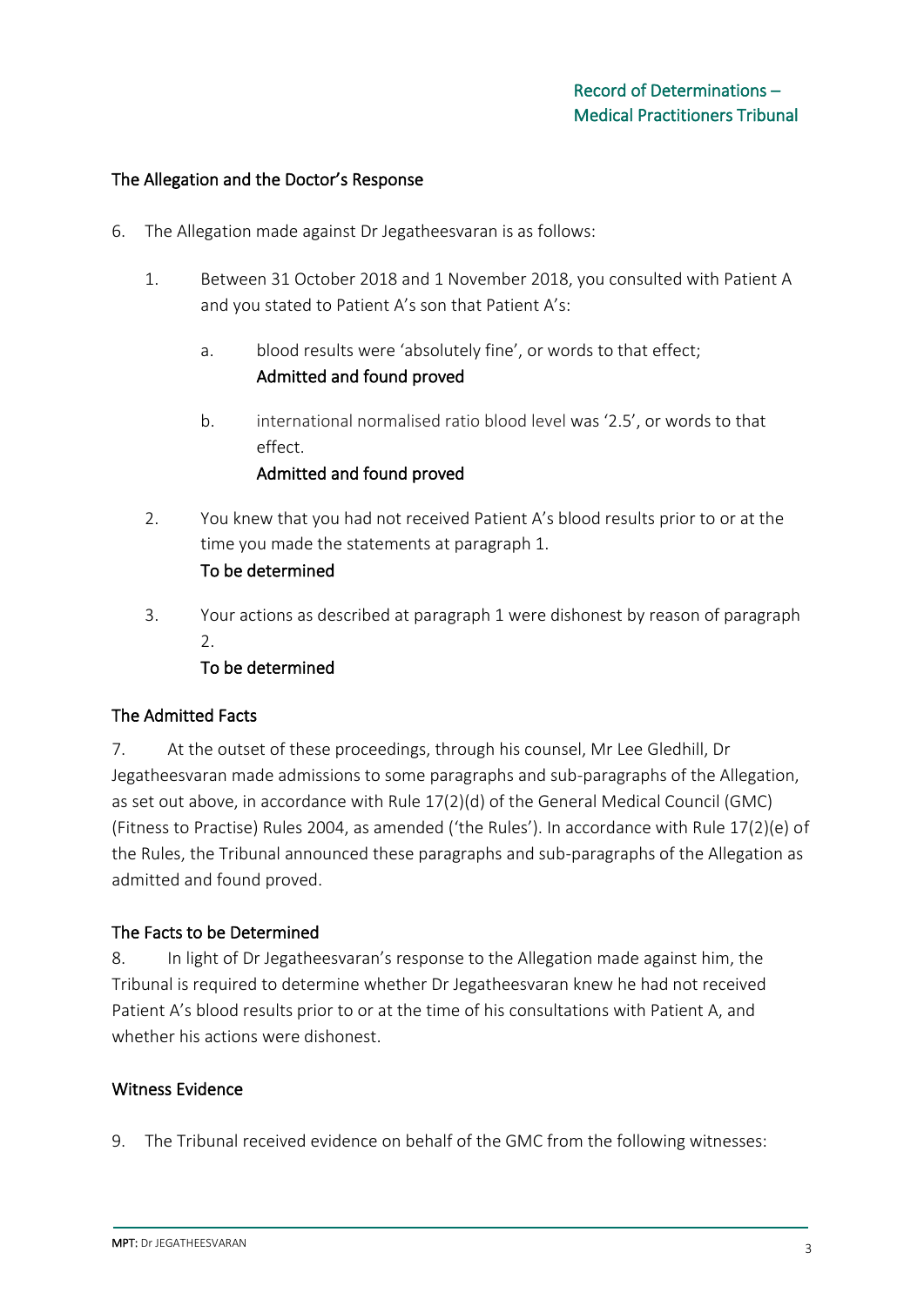## The Allegation and the Doctor's Response

6. The Allegation made against Dr Jegatheesvaran is as follows:

   1. Between 31 October 2018 and 1 November 2018, you consulted with Patient A and you stated to Patient A's son that Patient A's:

      a. blood results were 'absolutely fine', or words to that effect;
      **Admitted and found proved**

      b. international normalised ratio blood level was '2.5', or words to that effect.
      **Admitted and found proved**

   2. You knew that you had not received Patient A's blood results prior to or at the time you made the statements at paragraph 1.
      **To be determined**

   3. Your actions as described at paragraph 1 were dishonest by reason of paragraph 2.
      **To be determined**

## The Admitted Facts

7. At the outset of these proceedings, through his counsel, Mr Lee Gledhill, Dr Jegatheesvaran made admissions to some paragraphs and sub-paragraphs of the Allegation, as set out above, in accordance with Rule 17(2)(d) of the General Medical Council (GMC) (Fitness to Practise) Rules 2004, as amended ('the Rules'). In accordance with Rule 17(2)(e) of the Rules, the Tribunal announced these paragraphs and sub-paragraphs of the Allegation as admitted and found proved.

## The Facts to be Determined

8. In light of Dr Jegatheesvaran's response to the Allegation made against him, the Tribunal is required to determine whether Dr Jegatheesvaran knew he had not received Patient A's blood results prior to or at the time of his consultations with Patient A, and whether his actions were dishonest.

## Witness Evidence

9. The Tribunal received evidence on behalf of the GMC from the following witnesses: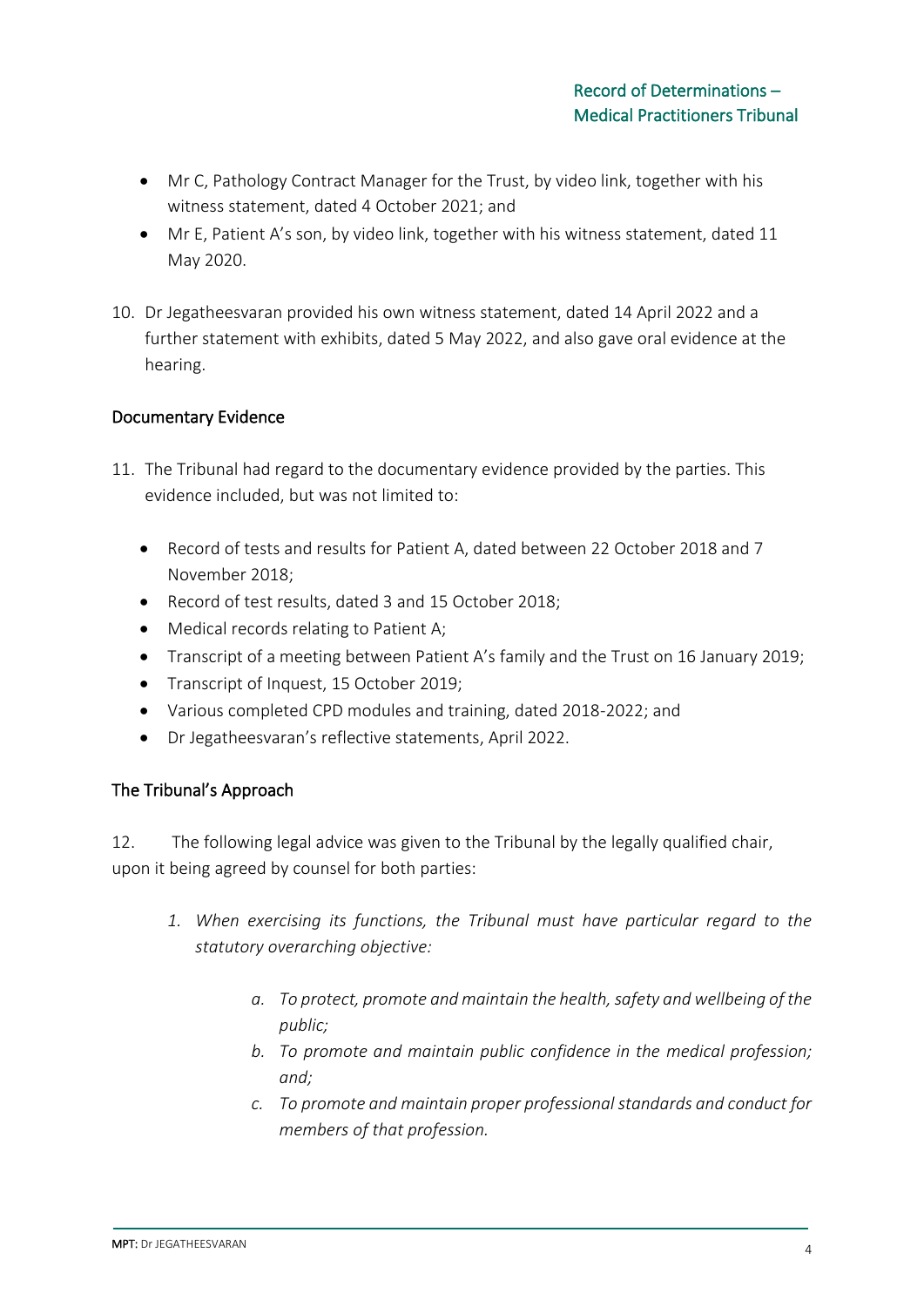- Mr C, Pathology Contract Manager for the Trust, by video link, together with his witness statement, dated 4 October 2021; and
- Mr E, Patient A's son, by video link, together with his witness statement, dated 11 May 2020.

10. Dr Jegatheesvaran provided his own witness statement, dated 14 April 2022 and a further statement with exhibits, dated 5 May 2022, and also gave oral evidence at the hearing.

### Documentary Evidence

11. The Tribunal had regard to the documentary evidence provided by the parties. This evidence included, but was not limited to:

    - Record of tests and results for Patient A, dated between 22 October 2018 and 7 November 2018;
    - Record of test results, dated 3 and 15 October 2018;
    - Medical records relating to Patient A;
    - Transcript of a meeting between Patient A's family and the Trust on 16 January 2019;
    - Transcript of Inquest, 15 October 2019;
    - Various completed CPD modules and training, dated 2018-2022; and
    - Dr Jegatheesvaran's reflective statements, April 2022.

### The Tribunal's Approach

12. The following legal advice was given to the Tribunal by the legally qualified chair, upon it being agreed by counsel for both parties:

    1. *When exercising its functions, the Tribunal must have particular regard to the statutory overarching objective:*

        a. *To protect, promote and maintain the health, safety and wellbeing of the public;*

        b. *To promote and maintain public confidence in the medical profession; and;*

        c. *To promote and maintain proper professional standards and conduct for members of that profession.*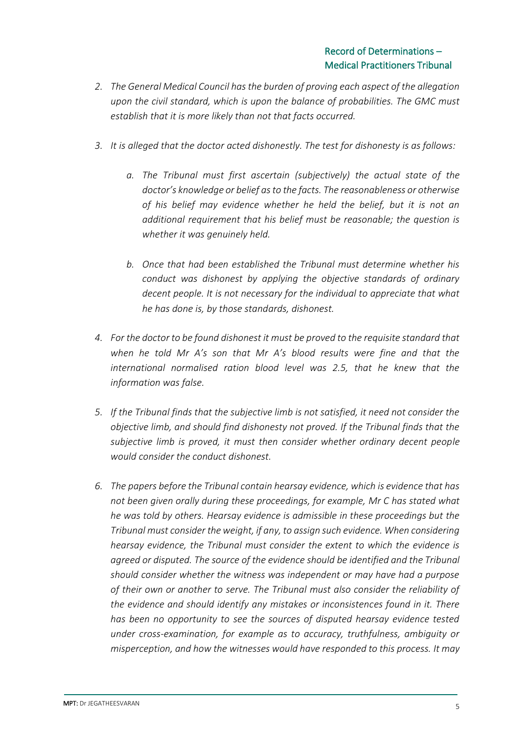2. *The General Medical Council has the burden of proving each aspect of the allegation upon the civil standard, which is upon the balance of probabilities. The GMC must establish that it is more likely than not that facts occurred.*

3. *It is alleged that the doctor acted dishonestly. The test for dishonesty is as follows:*

    a. *The Tribunal must first ascertain (subjectively) the actual state of the doctor's knowledge or belief as to the facts. The reasonableness or otherwise of his belief may evidence whether he held the belief, but it is not an additional requirement that his belief must be reasonable; the question is whether it was genuinely held.*

    b. *Once that had been established the Tribunal must determine whether his conduct was dishonest by applying the objective standards of ordinary decent people. It is not necessary for the individual to appreciate that what he has done is, by those standards, dishonest.*

4. *For the doctor to be found dishonest it must be proved to the requisite standard that when he told Mr A's son that Mr A's blood results were fine and that the international normalised ration blood level was 2.5, that he knew that the information was false.*

5. *If the Tribunal finds that the subjective limb is not satisfied, it need not consider the objective limb, and should find dishonesty not proved. If the Tribunal finds that the subjective limb is proved, it must then consider whether ordinary decent people would consider the conduct dishonest.*

6. *The papers before the Tribunal contain hearsay evidence, which is evidence that has not been given orally during these proceedings, for example, Mr C has stated what he was told by others. Hearsay evidence is admissible in these proceedings but the Tribunal must consider the weight, if any, to assign such evidence. When considering hearsay evidence, the Tribunal must consider the extent to which the evidence is agreed or disputed. The source of the evidence should be identified and the Tribunal should consider whether the witness was independent or may have had a purpose of their own or another to serve. The Tribunal must also consider the reliability of the evidence and should identify any mistakes or inconsistences found in it. There has been no opportunity to see the sources of disputed hearsay evidence tested under cross-examination, for example as to accuracy, truthfulness, ambiguity or misperception, and how the witnesses would have responded to this process. It may*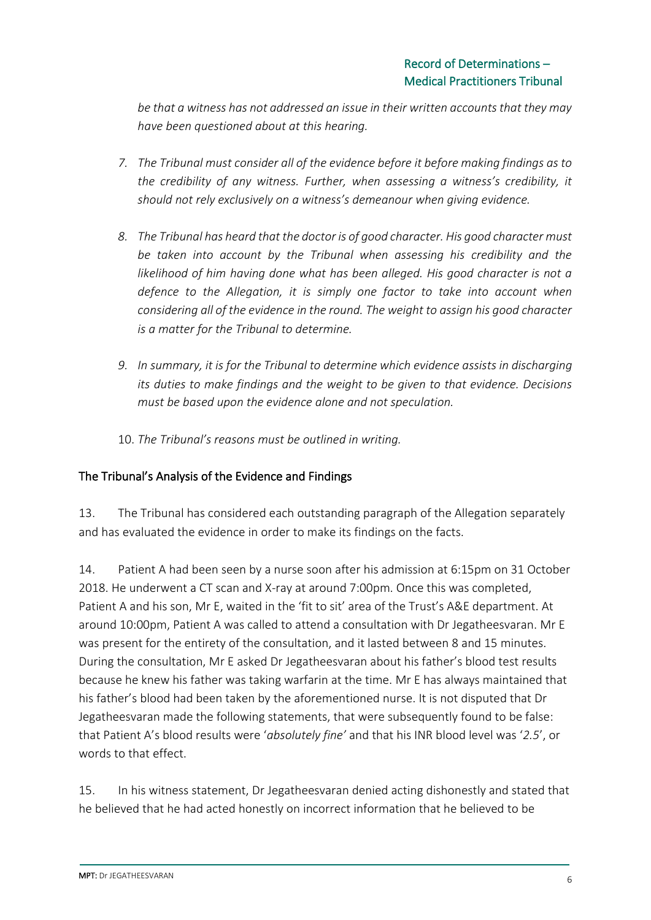*be that a witness has not addressed an issue in their written accounts that they may have been questioned about at this hearing.*

7. *The Tribunal must consider all of the evidence before it before making findings as to the credibility of any witness. Further, when assessing a witness's credibility, it should not rely exclusively on a witness's demeanour when giving evidence.*

8. *The Tribunal has heard that the doctor is of good character. His good character must be taken into account by the Tribunal when assessing his credibility and the likelihood of him having done what has been alleged. His good character is not a defence to the Allegation, it is simply one factor to take into account when considering all of the evidence in the round. The weight to assign his good character is a matter for the Tribunal to determine.*

9. *In summary, it is for the Tribunal to determine which evidence assists in discharging its duties to make findings and the weight to be given to that evidence. Decisions must be based upon the evidence alone and not speculation.*

10. *The Tribunal's reasons must be outlined in writing.*

## The Tribunal's Analysis of the Evidence and Findings

13. The Tribunal has considered each outstanding paragraph of the Allegation separately and has evaluated the evidence in order to make its findings on the facts.

14. Patient A had been seen by a nurse soon after his admission at 6:15pm on 31 October 2018. He underwent a CT scan and X-ray at around 7:00pm. Once this was completed, Patient A and his son, Mr E, waited in the 'fit to sit' area of the Trust's A&E department. At around 10:00pm, Patient A was called to attend a consultation with Dr Jegatheesvaran. Mr E was present for the entirety of the consultation, and it lasted between 8 and 15 minutes. During the consultation, Mr E asked Dr Jegatheesvaran about his father's blood test results because he knew his father was taking warfarin at the time. Mr E has always maintained that his father's blood had been taken by the aforementioned nurse. It is not disputed that Dr Jegatheesvaran made the following statements, that were subsequently found to be false: that Patient A's blood results were '*absolutely fine'* and that his INR blood level was '*2.5*', or words to that effect.

15. In his witness statement, Dr Jegatheesvaran denied acting dishonestly and stated that he believed that he had acted honestly on incorrect information that he believed to be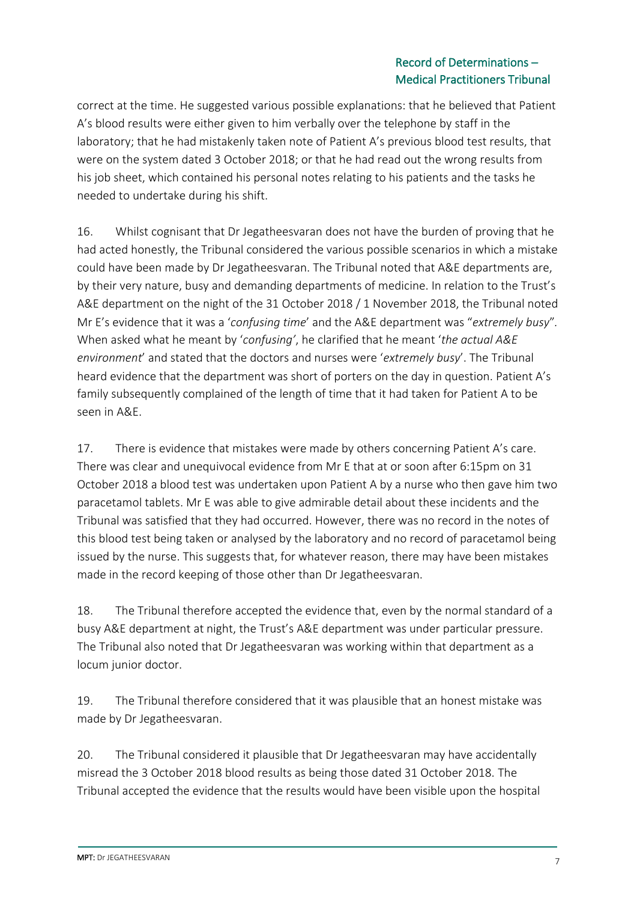correct at the time. He suggested various possible explanations: that he believed that Patient A's blood results were either given to him verbally over the telephone by staff in the laboratory; that he had mistakenly taken note of Patient A's previous blood test results, that were on the system dated 3 October 2018; or that he had read out the wrong results from his job sheet, which contained his personal notes relating to his patients and the tasks he needed to undertake during his shift.

16. Whilst cognisant that Dr Jegatheesvaran does not have the burden of proving that he had acted honestly, the Tribunal considered the various possible scenarios in which a mistake could have been made by Dr Jegatheesvaran. The Tribunal noted that A&E departments are, by their very nature, busy and demanding departments of medicine. In relation to the Trust's A&E department on the night of the 31 October 2018 / 1 November 2018, the Tribunal noted Mr E's evidence that it was a '*confusing time*' and the A&E department was "*extremely busy*". When asked what he meant by '*confusing'*, he clarified that he meant '*the actual A&E environment*' and stated that the doctors and nurses were '*extremely busy*'. The Tribunal heard evidence that the department was short of porters on the day in question. Patient A's family subsequently complained of the length of time that it had taken for Patient A to be seen in A&E.

17. There is evidence that mistakes were made by others concerning Patient A's care. There was clear and unequivocal evidence from Mr E that at or soon after 6:15pm on 31 October 2018 a blood test was undertaken upon Patient A by a nurse who then gave him two paracetamol tablets. Mr E was able to give admirable detail about these incidents and the Tribunal was satisfied that they had occurred. However, there was no record in the notes of this blood test being taken or analysed by the laboratory and no record of paracetamol being issued by the nurse. This suggests that, for whatever reason, there may have been mistakes made in the record keeping of those other than Dr Jegatheesvaran.

18. The Tribunal therefore accepted the evidence that, even by the normal standard of a busy A&E department at night, the Trust's A&E department was under particular pressure. The Tribunal also noted that Dr Jegatheesvaran was working within that department as a locum junior doctor.

19. The Tribunal therefore considered that it was plausible that an honest mistake was made by Dr Jegatheesvaran.

20. The Tribunal considered it plausible that Dr Jegatheesvaran may have accidentally misread the 3 October 2018 blood results as being those dated 31 October 2018. The Tribunal accepted the evidence that the results would have been visible upon the hospital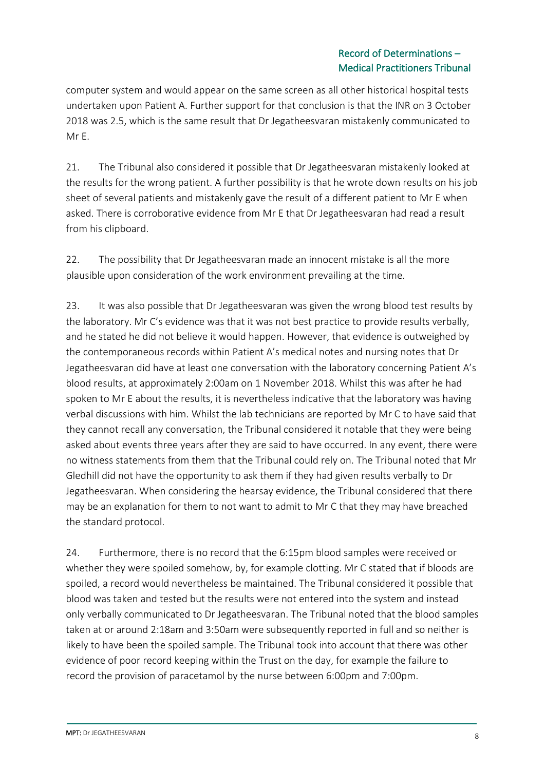computer system and would appear on the same screen as all other historical hospital tests undertaken upon Patient A. Further support for that conclusion is that the INR on 3 October 2018 was 2.5, which is the same result that Dr Jegatheesvaran mistakenly communicated to Mr E.

21. The Tribunal also considered it possible that Dr Jegatheesvaran mistakenly looked at the results for the wrong patient. A further possibility is that he wrote down results on his job sheet of several patients and mistakenly gave the result of a different patient to Mr E when asked. There is corroborative evidence from Mr E that Dr Jegatheesvaran had read a result from his clipboard.

22. The possibility that Dr Jegatheesvaran made an innocent mistake is all the more plausible upon consideration of the work environment prevailing at the time.

23. It was also possible that Dr Jegatheesvaran was given the wrong blood test results by the laboratory. Mr C's evidence was that it was not best practice to provide results verbally, and he stated he did not believe it would happen. However, that evidence is outweighed by the contemporaneous records within Patient A's medical notes and nursing notes that Dr Jegatheesvaran did have at least one conversation with the laboratory concerning Patient A's blood results, at approximately 2:00am on 1 November 2018. Whilst this was after he had spoken to Mr E about the results, it is nevertheless indicative that the laboratory was having verbal discussions with him. Whilst the lab technicians are reported by Mr C to have said that they cannot recall any conversation, the Tribunal considered it notable that they were being asked about events three years after they are said to have occurred. In any event, there were no witness statements from them that the Tribunal could rely on. The Tribunal noted that Mr Gledhill did not have the opportunity to ask them if they had given results verbally to Dr Jegatheesvaran. When considering the hearsay evidence, the Tribunal considered that there may be an explanation for them to not want to admit to Mr C that they may have breached the standard protocol.

24. Furthermore, there is no record that the 6:15pm blood samples were received or whether they were spoiled somehow, by, for example clotting. Mr C stated that if bloods are spoiled, a record would nevertheless be maintained. The Tribunal considered it possible that blood was taken and tested but the results were not entered into the system and instead only verbally communicated to Dr Jegatheesvaran. The Tribunal noted that the blood samples taken at or around 2:18am and 3:50am were subsequently reported in full and so neither is likely to have been the spoiled sample. The Tribunal took into account that there was other evidence of poor record keeping within the Trust on the day, for example the failure to record the provision of paracetamol by the nurse between 6:00pm and 7:00pm.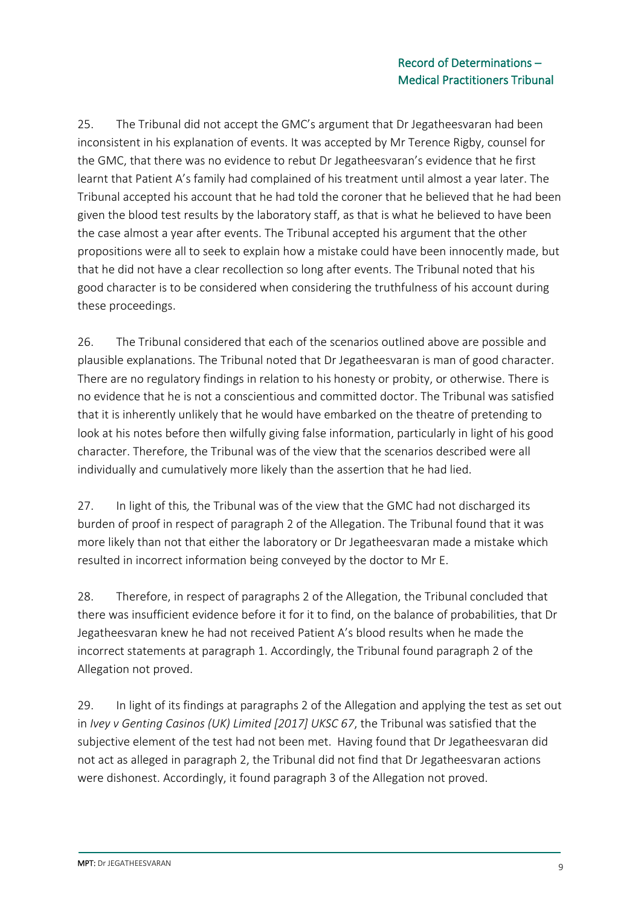25. The Tribunal did not accept the GMC's argument that Dr Jegatheesvaran had been inconsistent in his explanation of events. It was accepted by Mr Terence Rigby, counsel for the GMC, that there was no evidence to rebut Dr Jegatheesvaran's evidence that he first learnt that Patient A's family had complained of his treatment until almost a year later. The Tribunal accepted his account that he had told the coroner that he believed that he had been given the blood test results by the laboratory staff, as that is what he believed to have been the case almost a year after events. The Tribunal accepted his argument that the other propositions were all to seek to explain how a mistake could have been innocently made, but that he did not have a clear recollection so long after events. The Tribunal noted that his good character is to be considered when considering the truthfulness of his account during these proceedings.

26. The Tribunal considered that each of the scenarios outlined above are possible and plausible explanations. The Tribunal noted that Dr Jegatheesvaran is man of good character. There are no regulatory findings in relation to his honesty or probity, or otherwise. There is no evidence that he is not a conscientious and committed doctor. The Tribunal was satisfied that it is inherently unlikely that he would have embarked on the theatre of pretending to look at his notes before then wilfully giving false information, particularly in light of his good character. Therefore, the Tribunal was of the view that the scenarios described were all individually and cumulatively more likely than the assertion that he had lied.

27. In light of this*,* the Tribunal was of the view that the GMC had not discharged its burden of proof in respect of paragraph 2 of the Allegation. The Tribunal found that it was more likely than not that either the laboratory or Dr Jegatheesvaran made a mistake which resulted in incorrect information being conveyed by the doctor to Mr E.

28. Therefore, in respect of paragraphs 2 of the Allegation, the Tribunal concluded that there was insufficient evidence before it for it to find, on the balance of probabilities, that Dr Jegatheesvaran knew he had not received Patient A's blood results when he made the incorrect statements at paragraph 1. Accordingly, the Tribunal found paragraph 2 of the Allegation not proved.

29. In light of its findings at paragraphs 2 of the Allegation and applying the test as set out in *Ivey v Genting Casinos (UK) Limited [2017] UKSC 67*, the Tribunal was satisfied that the subjective element of the test had not been met. Having found that Dr Jegatheesvaran did not act as alleged in paragraph 2, the Tribunal did not find that Dr Jegatheesvaran actions were dishonest. Accordingly, it found paragraph 3 of the Allegation not proved.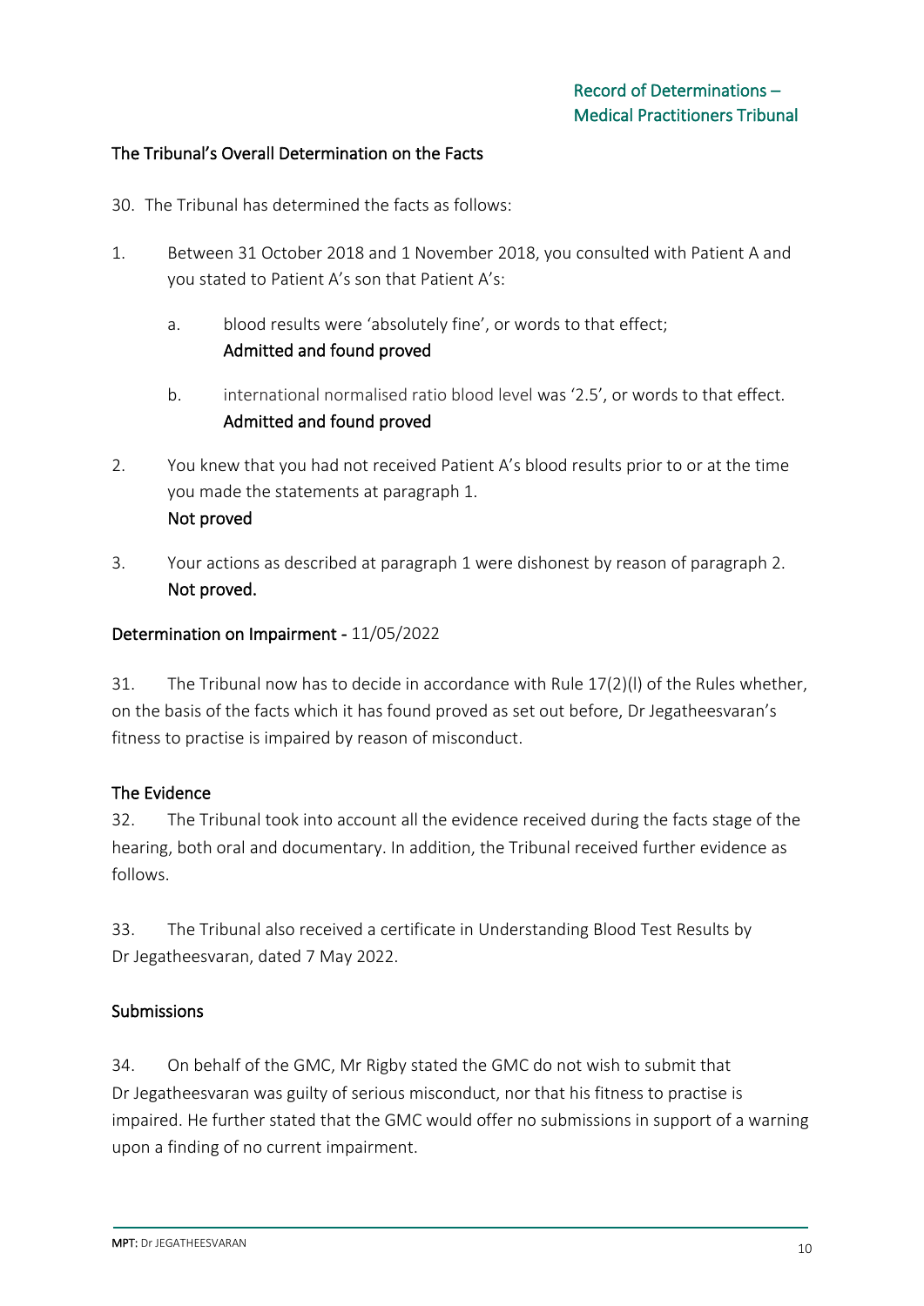## The Tribunal's Overall Determination on the Facts

30. The Tribunal has determined the facts as follows:

1. Between 31 October 2018 and 1 November 2018, you consulted with Patient A and you stated to Patient A's son that Patient A's:

    a. blood results were 'absolutely fine', or words to that effect;
    **Admitted and found proved**

    b. international normalised ratio blood level was '2.5', or words to that effect.
    **Admitted and found proved**

2. You knew that you had not received Patient A's blood results prior to or at the time you made the statements at paragraph 1.
**Not proved**

3. Your actions as described at paragraph 1 were dishonest by reason of paragraph 2.
**Not proved.**

## Determination on Impairment - 11/05/2022

31. The Tribunal now has to decide in accordance with Rule 17(2)(l) of the Rules whether, on the basis of the facts which it has found proved as set out before, Dr Jegatheesvaran's fitness to practise is impaired by reason of misconduct.

### The Evidence

32. The Tribunal took into account all the evidence received during the facts stage of the hearing, both oral and documentary. In addition, the Tribunal received further evidence as follows.

33. The Tribunal also received a certificate in Understanding Blood Test Results by Dr Jegatheesvaran, dated 7 May 2022.

### Submissions

34. On behalf of the GMC, Mr Rigby stated the GMC do not wish to submit that Dr Jegatheesvaran was guilty of serious misconduct, nor that his fitness to practise is impaired. He further stated that the GMC would offer no submissions in support of a warning upon a finding of no current impairment.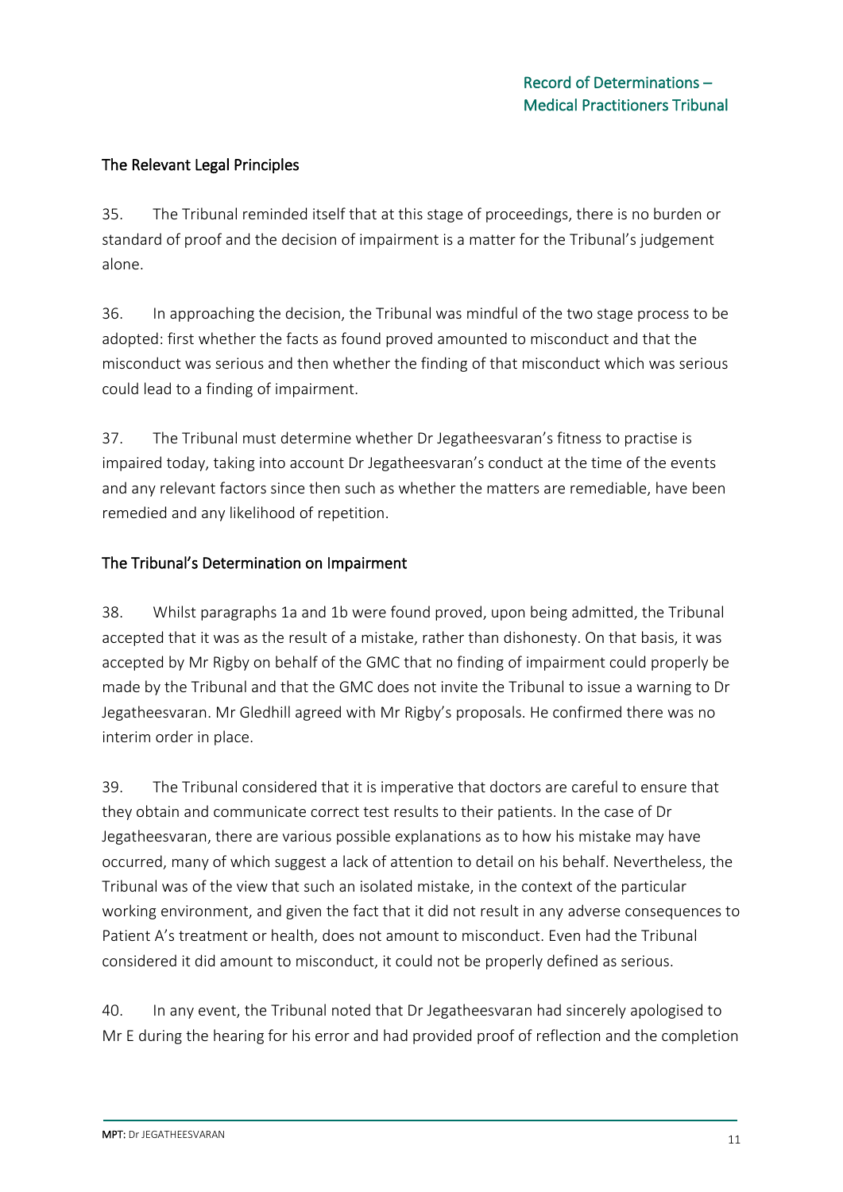## The Relevant Legal Principles

35. The Tribunal reminded itself that at this stage of proceedings, there is no burden or standard of proof and the decision of impairment is a matter for the Tribunal's judgement alone.

36. In approaching the decision, the Tribunal was mindful of the two stage process to be adopted: first whether the facts as found proved amounted to misconduct and that the misconduct was serious and then whether the finding of that misconduct which was serious could lead to a finding of impairment.

37. The Tribunal must determine whether Dr Jegatheesvaran's fitness to practise is impaired today, taking into account Dr Jegatheesvaran's conduct at the time of the events and any relevant factors since then such as whether the matters are remediable, have been remedied and any likelihood of repetition.

## The Tribunal's Determination on Impairment

38. Whilst paragraphs 1a and 1b were found proved, upon being admitted, the Tribunal accepted that it was as the result of a mistake, rather than dishonesty. On that basis, it was accepted by Mr Rigby on behalf of the GMC that no finding of impairment could properly be made by the Tribunal and that the GMC does not invite the Tribunal to issue a warning to Dr Jegatheesvaran. Mr Gledhill agreed with Mr Rigby's proposals. He confirmed there was no interim order in place.

39. The Tribunal considered that it is imperative that doctors are careful to ensure that they obtain and communicate correct test results to their patients. In the case of Dr Jegatheesvaran, there are various possible explanations as to how his mistake may have occurred, many of which suggest a lack of attention to detail on his behalf. Nevertheless, the Tribunal was of the view that such an isolated mistake, in the context of the particular working environment, and given the fact that it did not result in any adverse consequences to Patient A's treatment or health, does not amount to misconduct. Even had the Tribunal considered it did amount to misconduct, it could not be properly defined as serious.

40. In any event, the Tribunal noted that Dr Jegatheesvaran had sincerely apologised to Mr E during the hearing for his error and had provided proof of reflection and the completion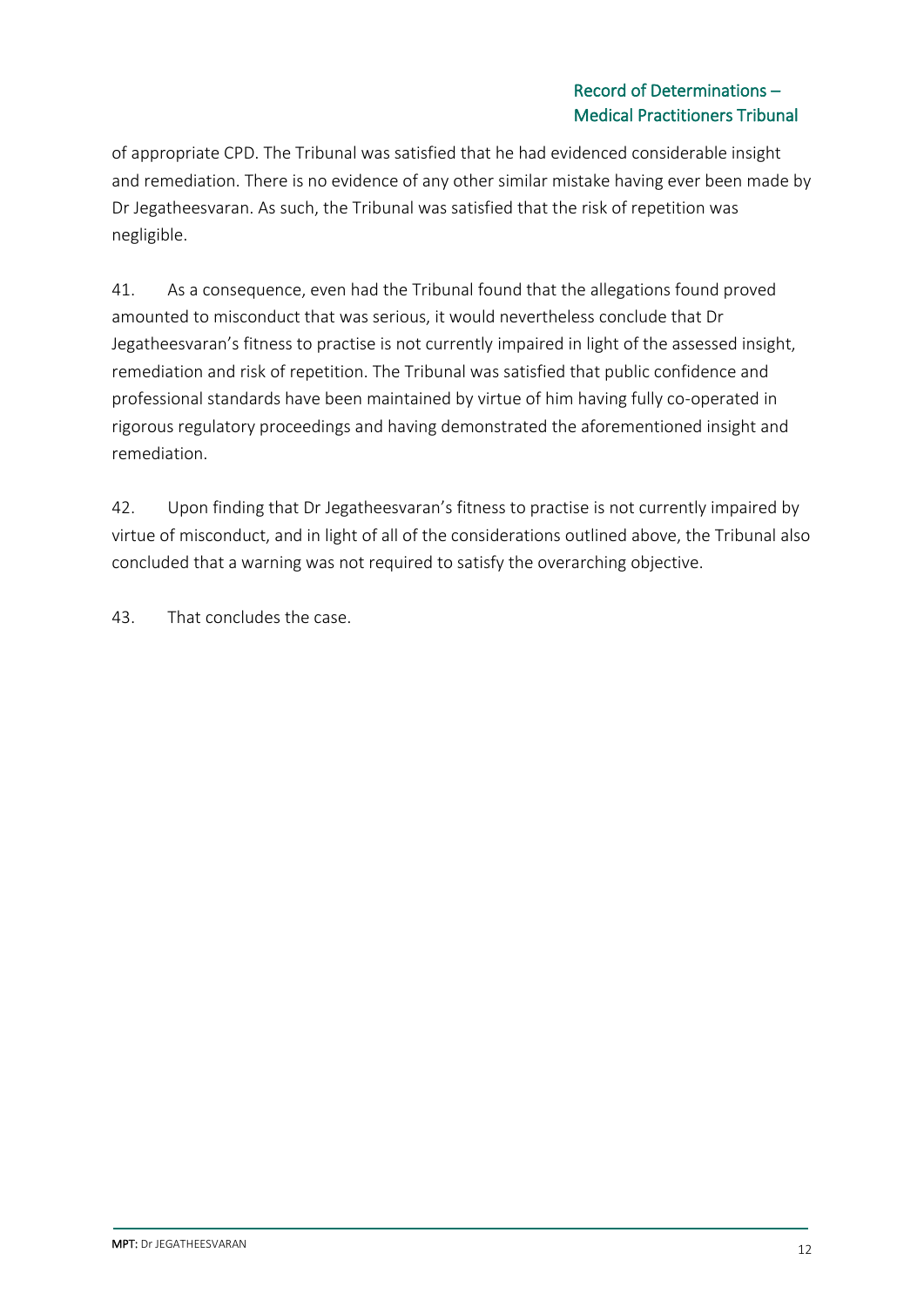of appropriate CPD. The Tribunal was satisfied that he had evidenced considerable insight and remediation. There is no evidence of any other similar mistake having ever been made by Dr Jegatheesvaran. As such, the Tribunal was satisfied that the risk of repetition was negligible.

41. As a consequence, even had the Tribunal found that the allegations found proved amounted to misconduct that was serious, it would nevertheless conclude that Dr Jegatheesvaran's fitness to practise is not currently impaired in light of the assessed insight, remediation and risk of repetition. The Tribunal was satisfied that public confidence and professional standards have been maintained by virtue of him having fully co-operated in rigorous regulatory proceedings and having demonstrated the aforementioned insight and remediation.

42. Upon finding that Dr Jegatheesvaran's fitness to practise is not currently impaired by virtue of misconduct, and in light of all of the considerations outlined above, the Tribunal also concluded that a warning was not required to satisfy the overarching objective.

43. That concludes the case.